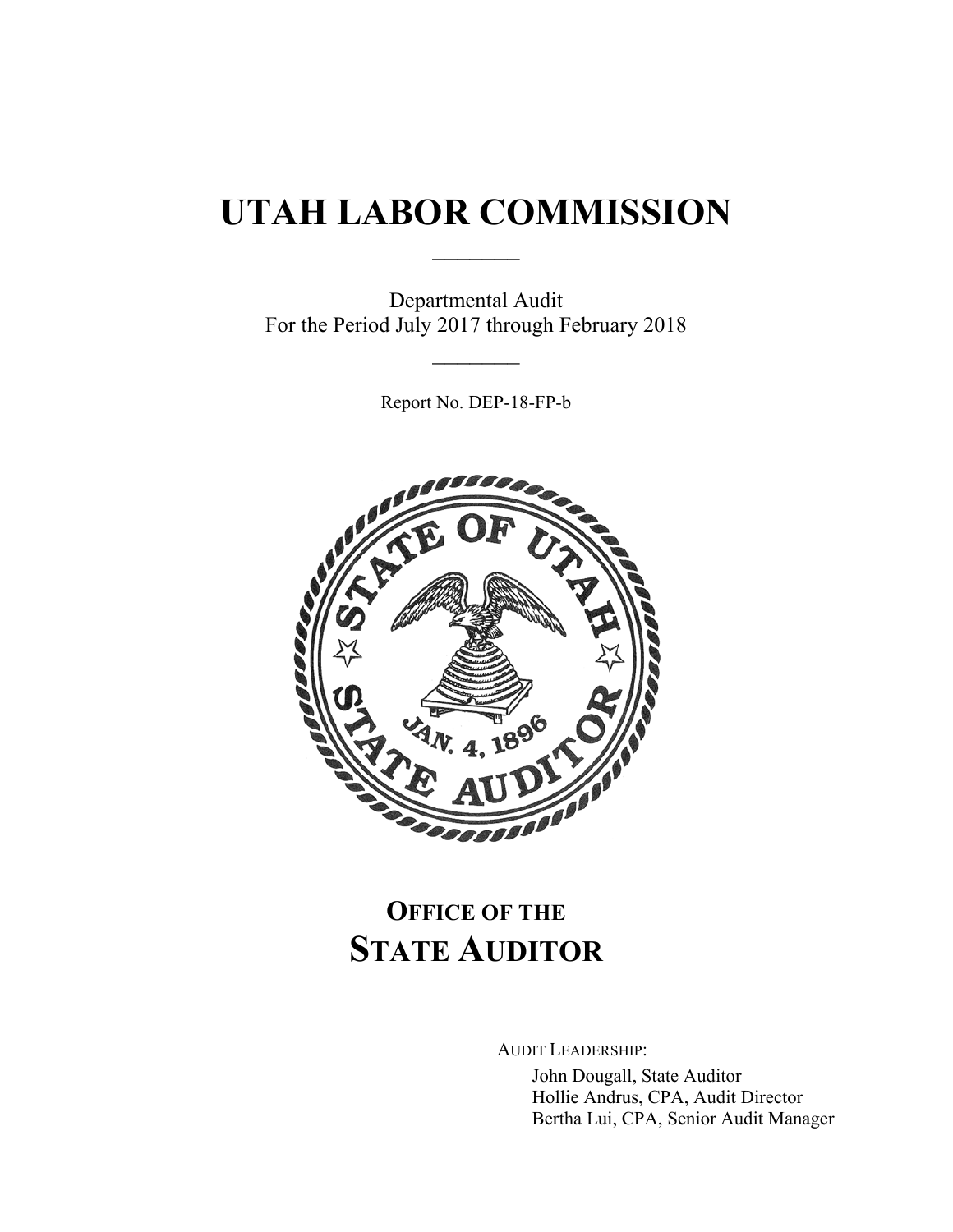# UTAH LABOR COMMISSION

---

Departmental Audit
For the Period July 2017 through February 2018

---

Report No. DEP-18-FP-b

## OFFICE OF THE STATE AUDITOR

AUDIT LEADERSHIP:

John Dougall, State Auditor
Hollie Andrus, CPA, Audit Director
Bertha Lui, CPA, Senior Audit Manager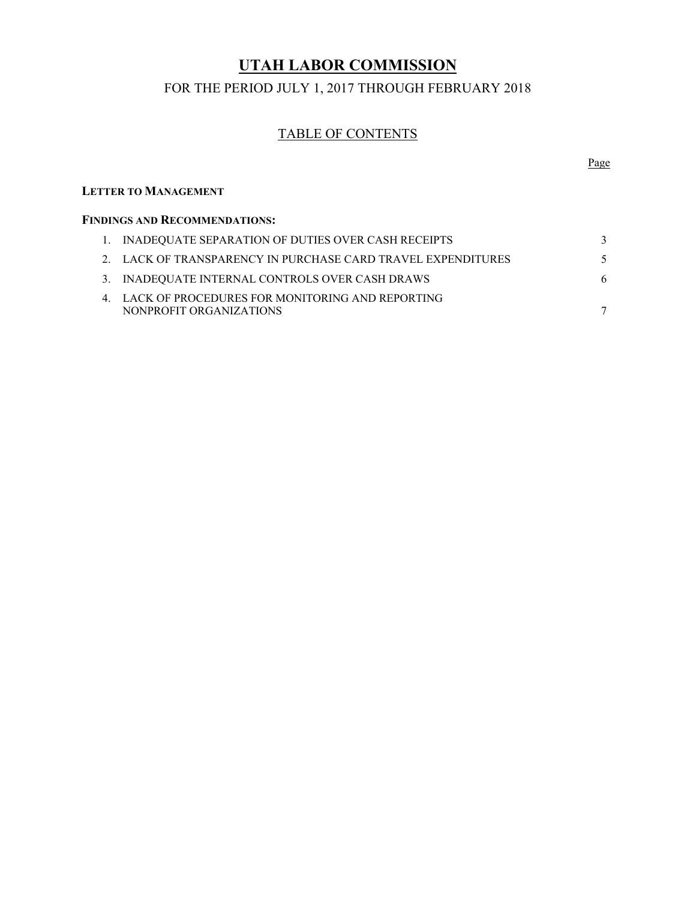# UTAH LABOR COMMISSION

## FOR THE PERIOD JULY 1, 2017 THROUGH FEBRUARY 2018

### TABLE OF CONTENTS

| | Page |
|---|---|
| **LETTER TO MANAGEMENT** | |
| **FINDINGS AND RECOMMENDATIONS:** | |
| 1. INADEQUATE SEPARATION OF DUTIES OVER CASH RECEIPTS | 3 |
| 2. LACK OF TRANSPARENCY IN PURCHASE CARD TRAVEL EXPENDITURES | 5 |
| 3. INADEQUATE INTERNAL CONTROLS OVER CASH DRAWS | 6 |
| 4. LACK OF PROCEDURES FOR MONITORING AND REPORTING NONPROFIT ORGANIZATIONS | 7 |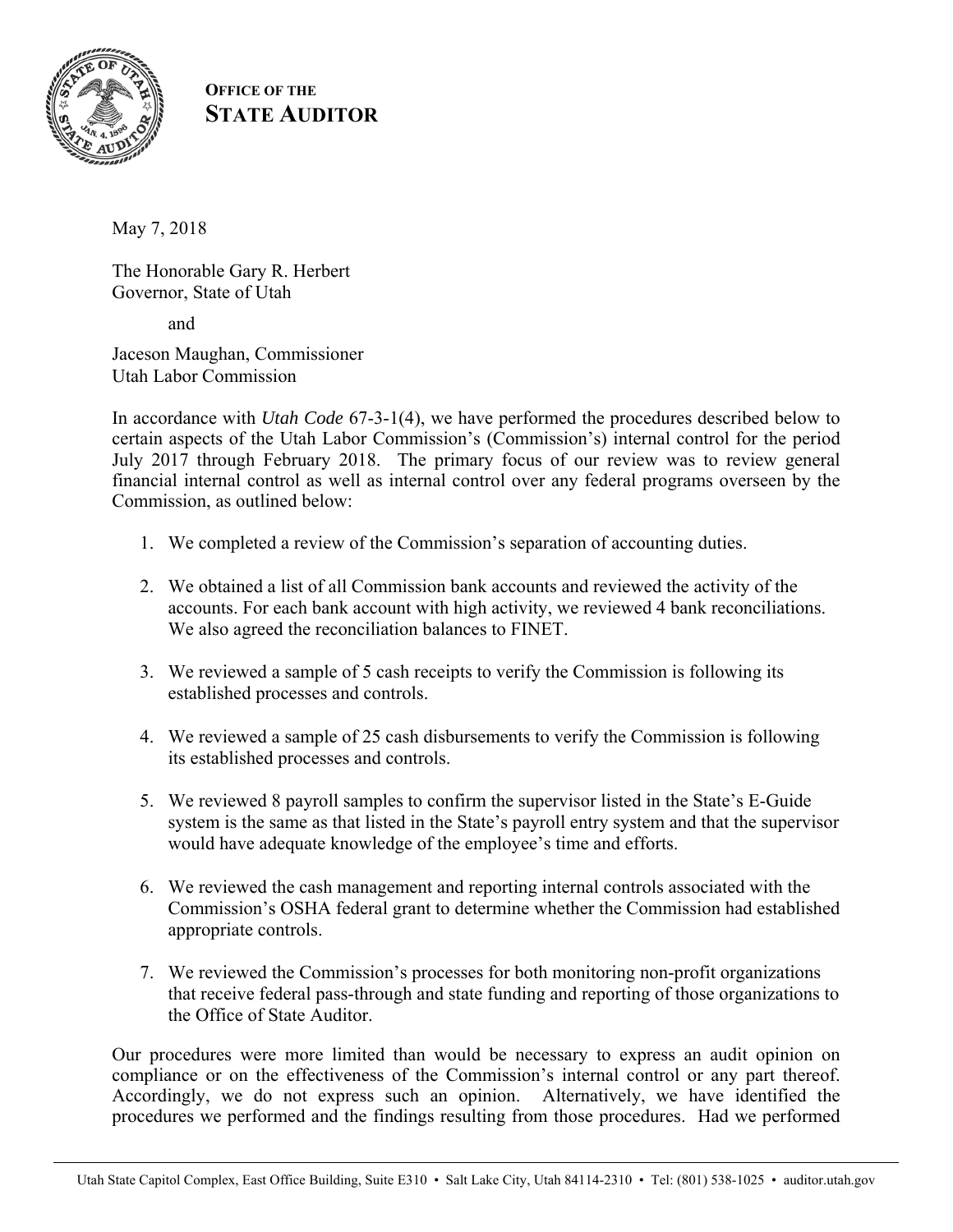**OFFICE OF THE STATE AUDITOR**

May 7, 2018

The Honorable Gary R. Herbert
Governor, State of Utah

and

Jaceson Maughan, Commissioner
Utah Labor Commission

In accordance with *Utah Code* 67-3-1(4), we have performed the procedures described below to certain aspects of the Utah Labor Commission's (Commission's) internal control for the period July 2017 through February 2018. The primary focus of our review was to review general financial internal control as well as internal control over any federal programs overseen by the Commission, as outlined below:

1. We completed a review of the Commission's separation of accounting duties.

2. We obtained a list of all Commission bank accounts and reviewed the activity of the accounts. For each bank account with high activity, we reviewed 4 bank reconciliations. We also agreed the reconciliation balances to FINET.

3. We reviewed a sample of 5 cash receipts to verify the Commission is following its established processes and controls.

4. We reviewed a sample of 25 cash disbursements to verify the Commission is following its established processes and controls.

5. We reviewed 8 payroll samples to confirm the supervisor listed in the State's E-Guide system is the same as that listed in the State's payroll entry system and that the supervisor would have adequate knowledge of the employee's time and efforts.

6. We reviewed the cash management and reporting internal controls associated with the Commission's OSHA federal grant to determine whether the Commission had established appropriate controls.

7. We reviewed the Commission's processes for both monitoring non-profit organizations that receive federal pass-through and state funding and reporting of those organizations to the Office of State Auditor.

Our procedures were more limited than would be necessary to express an audit opinion on compliance or on the effectiveness of the Commission's internal control or any part thereof. Accordingly, we do not express such an opinion. Alternatively, we have identified the procedures we performed and the findings resulting from those procedures. Had we performed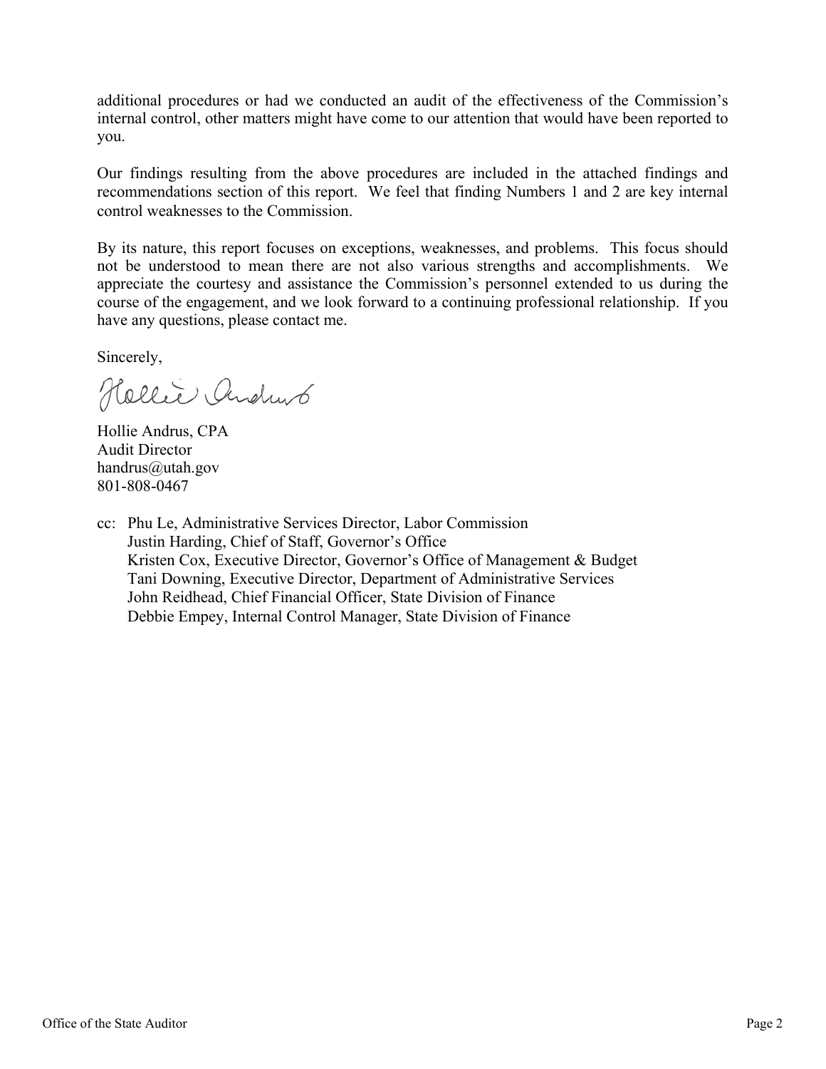additional procedures or had we conducted an audit of the effectiveness of the Commission's internal control, other matters might have come to our attention that would have been reported to you.

Our findings resulting from the above procedures are included in the attached findings and recommendations section of this report. We feel that finding Numbers 1 and 2 are key internal control weaknesses to the Commission.

By its nature, this report focuses on exceptions, weaknesses, and problems. This focus should not be understood to mean there are not also various strengths and accomplishments. We appreciate the courtesy and assistance the Commission's personnel extended to us during the course of the engagement, and we look forward to a continuing professional relationship. If you have any questions, please contact me.

Sincerely,

Hollie Andrus

Hollie Andrus, CPA
Audit Director
handrus@utah.gov
801-808-0467

cc: Phu Le, Administrative Services Director, Labor Commission
Justin Harding, Chief of Staff, Governor's Office
Kristen Cox, Executive Director, Governor's Office of Management & Budget
Tani Downing, Executive Director, Department of Administrative Services
John Reidhead, Chief Financial Officer, State Division of Finance
Debbie Empey, Internal Control Manager, State Division of Finance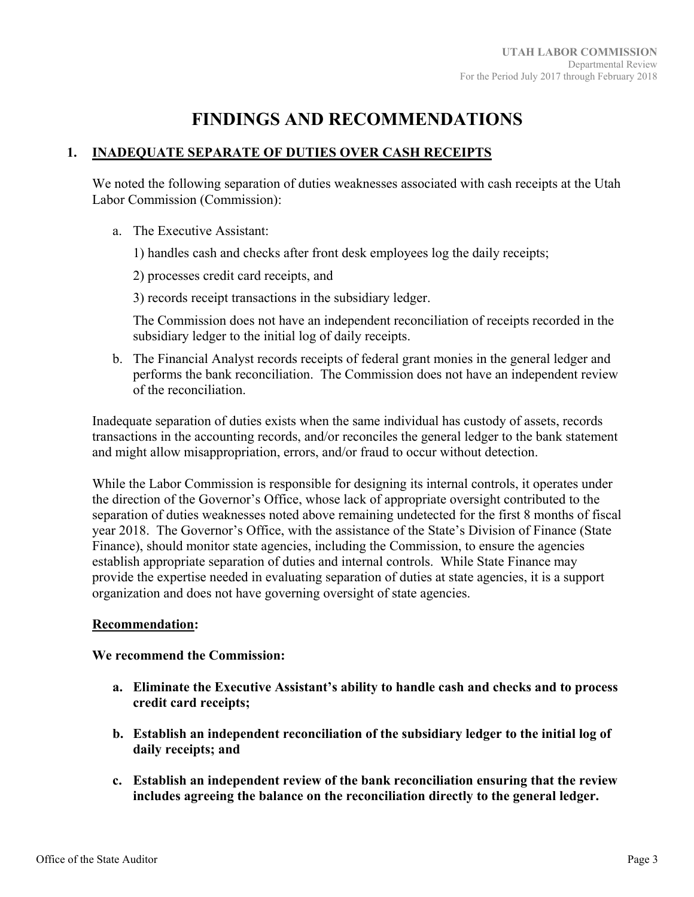# FINDINGS AND RECOMMENDATIONS

## 1. INADEQUATE SEPARATE OF DUTIES OVER CASH RECEIPTS

We noted the following separation of duties weaknesses associated with cash receipts at the Utah Labor Commission (Commission):

a. The Executive Assistant:

   1) handles cash and checks after front desk employees log the daily receipts;

   2) processes credit card receipts, and

   3) records receipt transactions in the subsidiary ledger.

   The Commission does not have an independent reconciliation of receipts recorded in the subsidiary ledger to the initial log of daily receipts.

b. The Financial Analyst records receipts of federal grant monies in the general ledger and performs the bank reconciliation. The Commission does not have an independent review of the reconciliation.

Inadequate separation of duties exists when the same individual has custody of assets, records transactions in the accounting records, and/or reconciles the general ledger to the bank statement and might allow misappropriation, errors, and/or fraud to occur without detection.

While the Labor Commission is responsible for designing its internal controls, it operates under the direction of the Governor's Office, whose lack of appropriate oversight contributed to the separation of duties weaknesses noted above remaining undetected for the first 8 months of fiscal year 2018. The Governor's Office, with the assistance of the State's Division of Finance (State Finance), should monitor state agencies, including the Commission, to ensure the agencies establish appropriate separation of duties and internal controls. While State Finance may provide the expertise needed in evaluating separation of duties at state agencies, it is a support organization and does not have governing oversight of state agencies.

**Recommendation:**

**We recommend the Commission:**

**a. Eliminate the Executive Assistant's ability to handle cash and checks and to process credit card receipts;**

**b. Establish an independent reconciliation of the subsidiary ledger to the initial log of daily receipts; and**

**c. Establish an independent review of the bank reconciliation ensuring that the review includes agreeing the balance on the reconciliation directly to the general ledger.**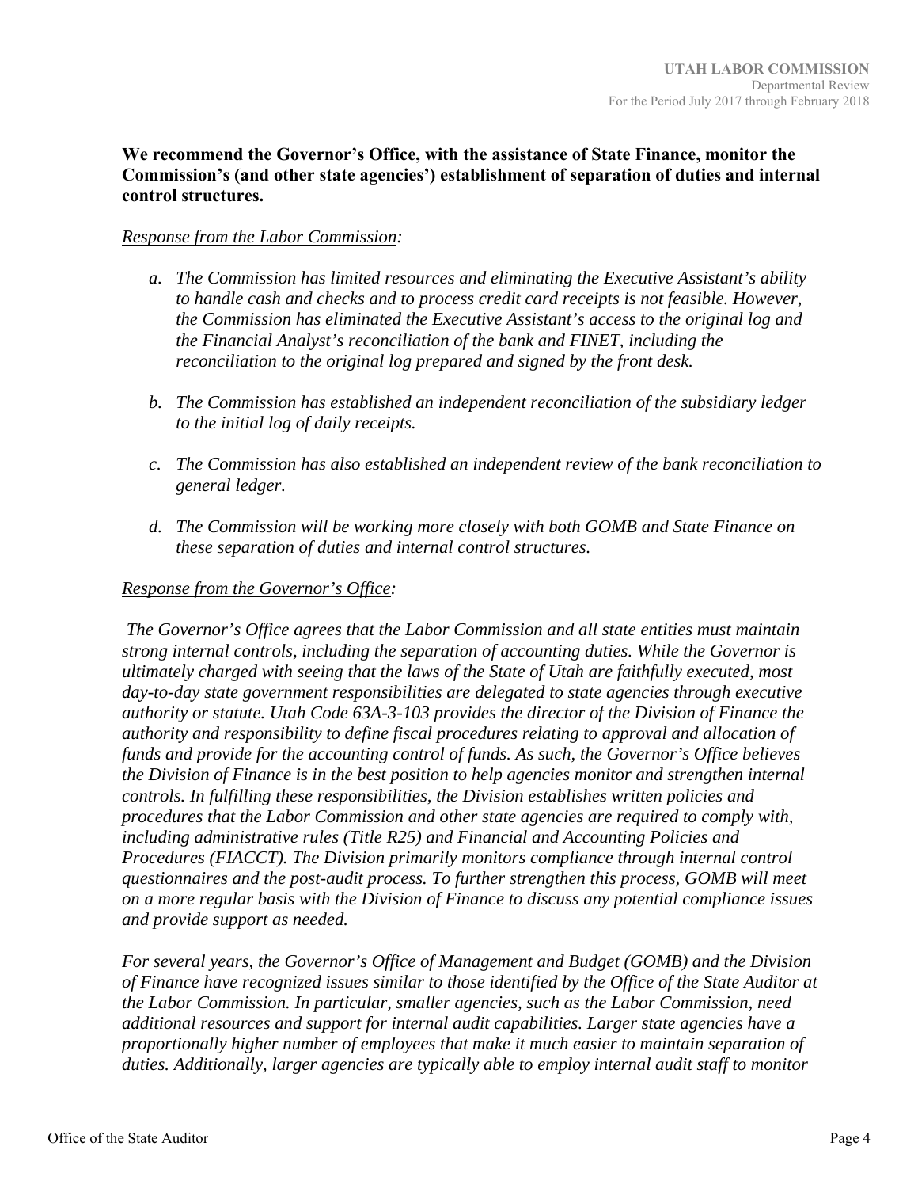**We recommend the Governor's Office, with the assistance of State Finance, monitor the Commission's (and other state agencies') establishment of separation of duties and internal control structures.**

*Response from the Labor Commission:*

a. *The Commission has limited resources and eliminating the Executive Assistant's ability to handle cash and checks and to process credit card receipts is not feasible. However, the Commission has eliminated the Executive Assistant's access to the original log and the Financial Analyst's reconciliation of the bank and FINET, including the reconciliation to the original log prepared and signed by the front desk.*

b. *The Commission has established an independent reconciliation of the subsidiary ledger to the initial log of daily receipts.*

c. *The Commission has also established an independent review of the bank reconciliation to general ledger.*

d. *The Commission will be working more closely with both GOMB and State Finance on these separation of duties and internal control structures.*

*Response from the Governor's Office:*

*The Governor's Office agrees that the Labor Commission and all state entities must maintain strong internal controls, including the separation of accounting duties. While the Governor is ultimately charged with seeing that the laws of the State of Utah are faithfully executed, most day-to-day state government responsibilities are delegated to state agencies through executive authority or statute. Utah Code 63A-3-103 provides the director of the Division of Finance the authority and responsibility to define fiscal procedures relating to approval and allocation of funds and provide for the accounting control of funds. As such, the Governor's Office believes the Division of Finance is in the best position to help agencies monitor and strengthen internal controls. In fulfilling these responsibilities, the Division establishes written policies and procedures that the Labor Commission and other state agencies are required to comply with, including administrative rules (Title R25) and Financial and Accounting Policies and Procedures (FIACCT). The Division primarily monitors compliance through internal control questionnaires and the post-audit process. To further strengthen this process, GOMB will meet on a more regular basis with the Division of Finance to discuss any potential compliance issues and provide support as needed.*

*For several years, the Governor's Office of Management and Budget (GOMB) and the Division of Finance have recognized issues similar to those identified by the Office of the State Auditor at the Labor Commission. In particular, smaller agencies, such as the Labor Commission, need additional resources and support for internal audit capabilities. Larger state agencies have a proportionally higher number of employees that make it much easier to maintain separation of duties. Additionally, larger agencies are typically able to employ internal audit staff to monitor*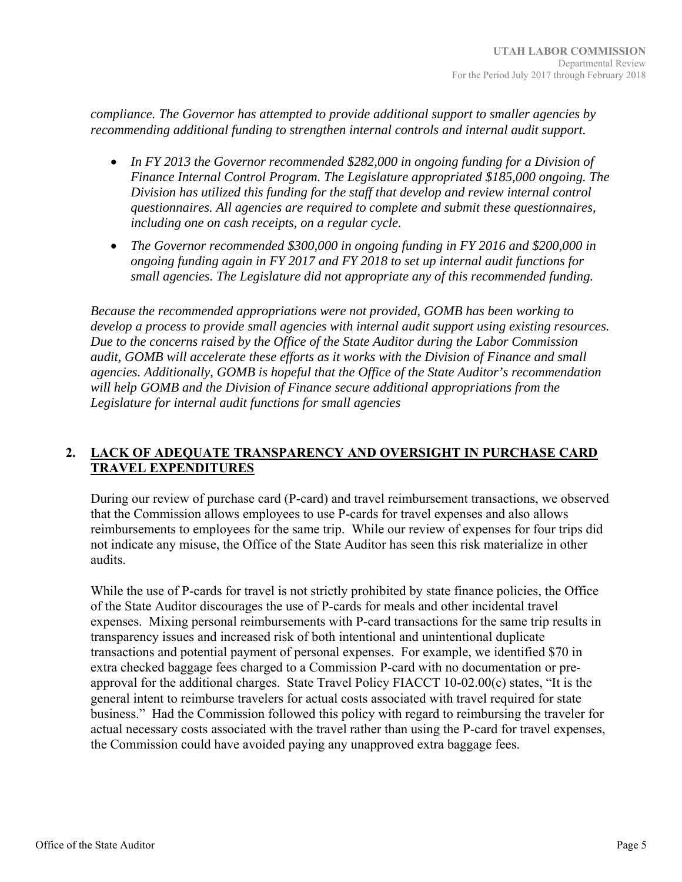*compliance. The Governor has attempted to provide additional support to smaller agencies by recommending additional funding to strengthen internal controls and internal audit support.*

- *In FY 2013 the Governor recommended $282,000 in ongoing funding for a Division of Finance Internal Control Program. The Legislature appropriated $185,000 ongoing. The Division has utilized this funding for the staff that develop and review internal control questionnaires. All agencies are required to complete and submit these questionnaires, including one on cash receipts, on a regular cycle.*
- *The Governor recommended $300,000 in ongoing funding in FY 2016 and $200,000 in ongoing funding again in FY 2017 and FY 2018 to set up internal audit functions for small agencies. The Legislature did not appropriate any of this recommended funding.*

*Because the recommended appropriations were not provided, GOMB has been working to develop a process to provide small agencies with internal audit support using existing resources. Due to the concerns raised by the Office of the State Auditor during the Labor Commission audit, GOMB will accelerate these efforts as it works with the Division of Finance and small agencies. Additionally, GOMB is hopeful that the Office of the State Auditor's recommendation will help GOMB and the Division of Finance secure additional appropriations from the Legislature for internal audit functions for small agencies*

## 2. LACK OF ADEQUATE TRANSPARENCY AND OVERSIGHT IN PURCHASE CARD TRAVEL EXPENDITURES

During our review of purchase card (P-card) and travel reimbursement transactions, we observed that the Commission allows employees to use P-cards for travel expenses and also allows reimbursements to employees for the same trip. While our review of expenses for four trips did not indicate any misuse, the Office of the State Auditor has seen this risk materialize in other audits.

While the use of P-cards for travel is not strictly prohibited by state finance policies, the Office of the State Auditor discourages the use of P-cards for meals and other incidental travel expenses. Mixing personal reimbursements with P-card transactions for the same trip results in transparency issues and increased risk of both intentional and unintentional duplicate transactions and potential payment of personal expenses. For example, we identified $70 in extra checked baggage fees charged to a Commission P-card with no documentation or pre-approval for the additional charges. State Travel Policy FIACCT 10-02.00(c) states, "It is the general intent to reimburse travelers for actual costs associated with travel required for state business." Had the Commission followed this policy with regard to reimbursing the traveler for actual necessary costs associated with the travel rather than using the P-card for travel expenses, the Commission could have avoided paying any unapproved extra baggage fees.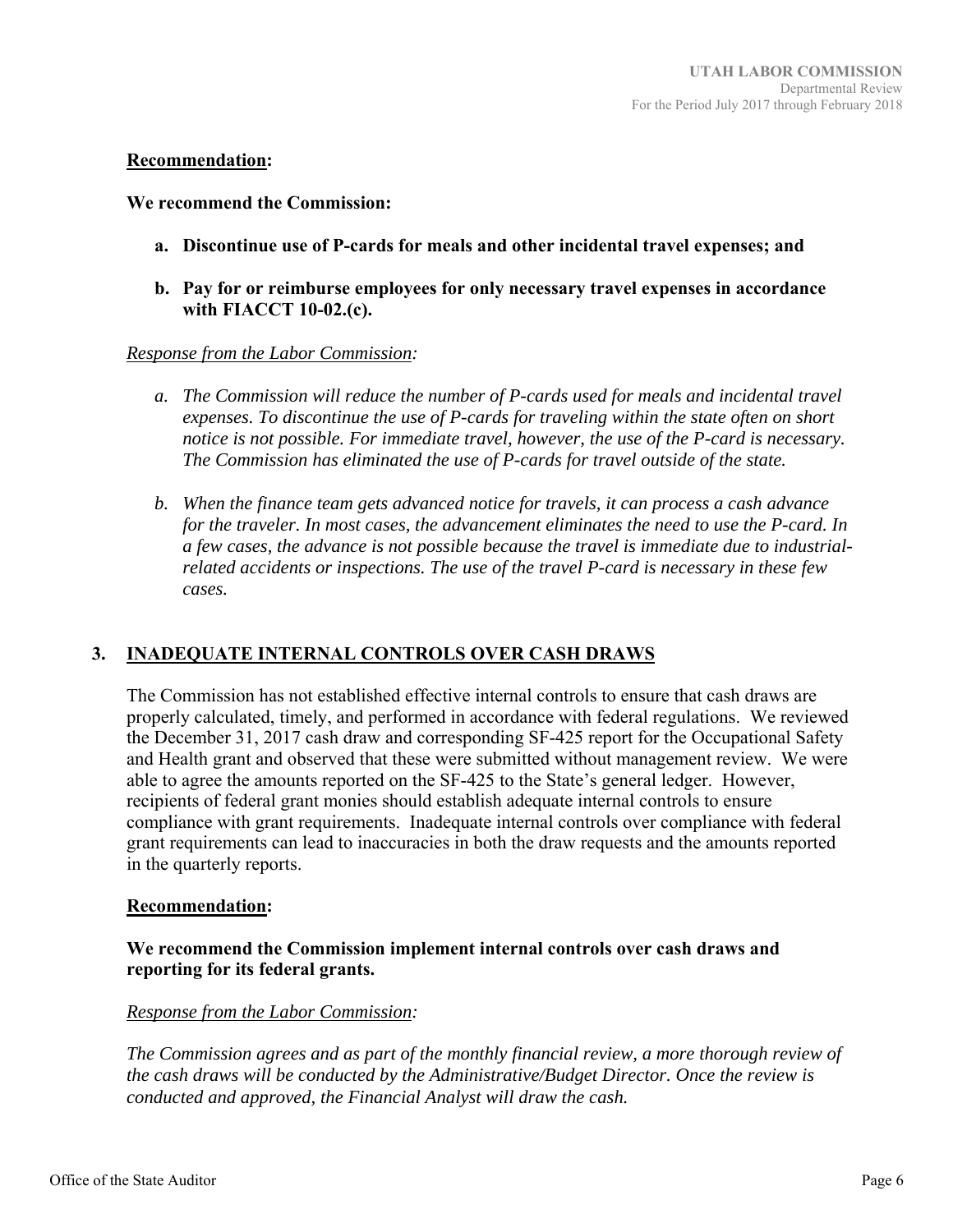**Recommendation:**

**We recommend the Commission:**

**a. Discontinue use of P-cards for meals and other incidental travel expenses; and**

**b. Pay for or reimburse employees for only necessary travel expenses in accordance with FIACCT 10-02.(c).**

*Response from the Labor Commission:*

*a. The Commission will reduce the number of P-cards used for meals and incidental travel expenses. To discontinue the use of P-cards for traveling within the state often on short notice is not possible. For immediate travel, however, the use of the P-card is necessary. The Commission has eliminated the use of P-cards for travel outside of the state.*

*b. When the finance team gets advanced notice for travels, it can process a cash advance for the traveler. In most cases, the advancement eliminates the need to use the P-card. In a few cases, the advance is not possible because the travel is immediate due to industrial-related accidents or inspections. The use of the travel P-card is necessary in these few cases.*

## 3. INADEQUATE INTERNAL CONTROLS OVER CASH DRAWS

The Commission has not established effective internal controls to ensure that cash draws are properly calculated, timely, and performed in accordance with federal regulations. We reviewed the December 31, 2017 cash draw and corresponding SF-425 report for the Occupational Safety and Health grant and observed that these were submitted without management review. We were able to agree the amounts reported on the SF-425 to the State's general ledger. However, recipients of federal grant monies should establish adequate internal controls to ensure compliance with grant requirements. Inadequate internal controls over compliance with federal grant requirements can lead to inaccuracies in both the draw requests and the amounts reported in the quarterly reports.

**Recommendation:**

**We recommend the Commission implement internal controls over cash draws and reporting for its federal grants.**

*Response from the Labor Commission:*

*The Commission agrees and as part of the monthly financial review, a more thorough review of the cash draws will be conducted by the Administrative/Budget Director. Once the review is conducted and approved, the Financial Analyst will draw the cash.*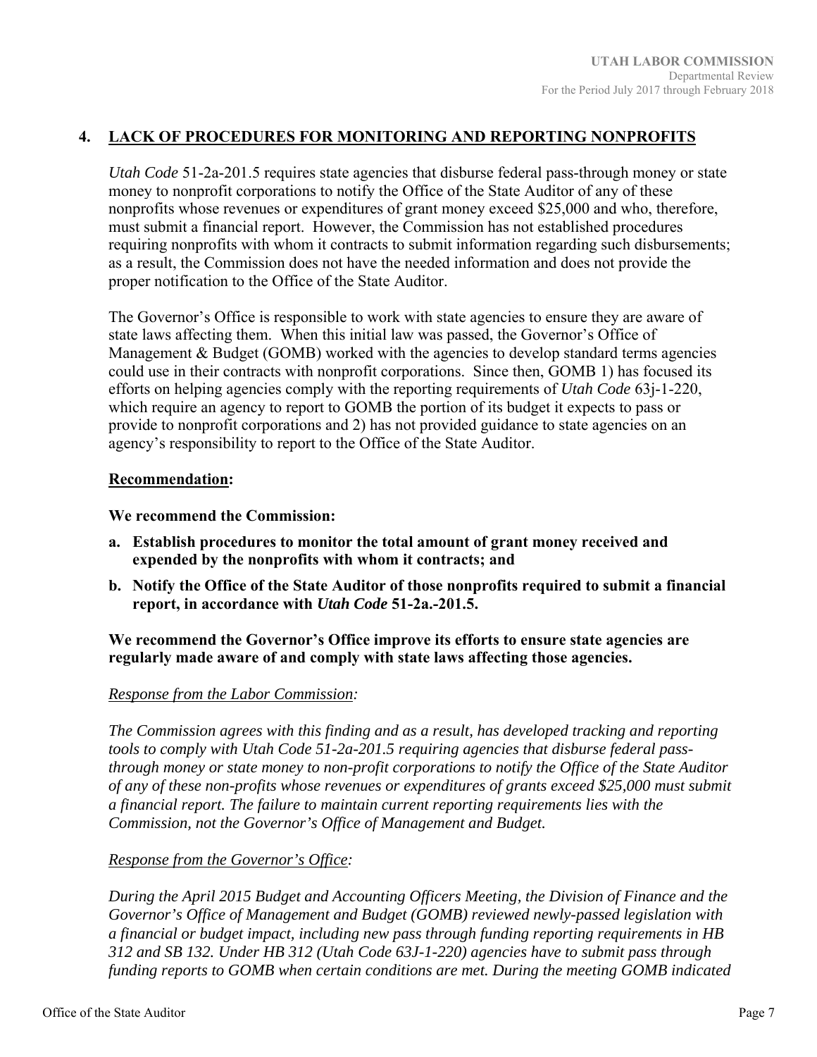## 4. LACK OF PROCEDURES FOR MONITORING AND REPORTING NONPROFITS

*Utah Code* 51-2a-201.5 requires state agencies that disburse federal pass-through money or state money to nonprofit corporations to notify the Office of the State Auditor of any of these nonprofits whose revenues or expenditures of grant money exceed $25,000 and who, therefore, must submit a financial report. However, the Commission has not established procedures requiring nonprofits with whom it contracts to submit information regarding such disbursements; as a result, the Commission does not have the needed information and does not provide the proper notification to the Office of the State Auditor.

The Governor's Office is responsible to work with state agencies to ensure they are aware of state laws affecting them. When this initial law was passed, the Governor's Office of Management & Budget (GOMB) worked with the agencies to develop standard terms agencies could use in their contracts with nonprofit corporations. Since then, GOMB 1) has focused its efforts on helping agencies comply with the reporting requirements of *Utah Code* 63j-1-220, which require an agency to report to GOMB the portion of its budget it expects to pass or provide to nonprofit corporations and 2) has not provided guidance to state agencies on an agency's responsibility to report to the Office of the State Auditor.

**Recommendation:**

**We recommend the Commission:**

**a. Establish procedures to monitor the total amount of grant money received and expended by the nonprofits with whom it contracts; and**

**b. Notify the Office of the State Auditor of those nonprofits required to submit a financial report, in accordance with *Utah Code* 51-2a.-201.5.**

**We recommend the Governor's Office improve its efforts to ensure state agencies are regularly made aware of and comply with state laws affecting those agencies.**

*Response from the Labor Commission:*

*The Commission agrees with this finding and as a result, has developed tracking and reporting tools to comply with Utah Code 51-2a-201.5 requiring agencies that disburse federal pass-through money or state money to non-profit corporations to notify the Office of the State Auditor of any of these non-profits whose revenues or expenditures of grants exceed $25,000 must submit a financial report. The failure to maintain current reporting requirements lies with the Commission, not the Governor's Office of Management and Budget.*

*Response from the Governor's Office:*

*During the April 2015 Budget and Accounting Officers Meeting, the Division of Finance and the Governor's Office of Management and Budget (GOMB) reviewed newly-passed legislation with a financial or budget impact, including new pass through funding reporting requirements in HB 312 and SB 132. Under HB 312 (Utah Code 63J-1-220) agencies have to submit pass through funding reports to GOMB when certain conditions are met. During the meeting GOMB indicated*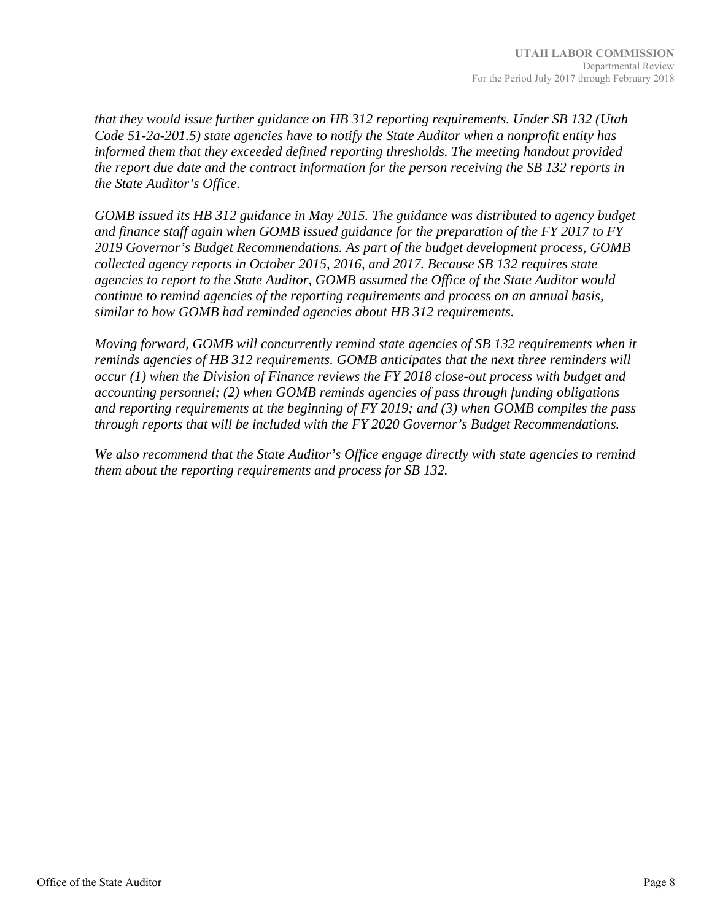*that they would issue further guidance on HB 312 reporting requirements. Under SB 132 (Utah Code 51-2a-201.5) state agencies have to notify the State Auditor when a nonprofit entity has informed them that they exceeded defined reporting thresholds. The meeting handout provided the report due date and the contract information for the person receiving the SB 132 reports in the State Auditor's Office.*

*GOMB issued its HB 312 guidance in May 2015. The guidance was distributed to agency budget and finance staff again when GOMB issued guidance for the preparation of the FY 2017 to FY 2019 Governor's Budget Recommendations. As part of the budget development process, GOMB collected agency reports in October 2015, 2016, and 2017. Because SB 132 requires state agencies to report to the State Auditor, GOMB assumed the Office of the State Auditor would continue to remind agencies of the reporting requirements and process on an annual basis, similar to how GOMB had reminded agencies about HB 312 requirements.*

*Moving forward, GOMB will concurrently remind state agencies of SB 132 requirements when it reminds agencies of HB 312 requirements. GOMB anticipates that the next three reminders will occur (1) when the Division of Finance reviews the FY 2018 close-out process with budget and accounting personnel; (2) when GOMB reminds agencies of pass through funding obligations and reporting requirements at the beginning of FY 2019; and (3) when GOMB compiles the pass through reports that will be included with the FY 2020 Governor's Budget Recommendations.*

*We also recommend that the State Auditor's Office engage directly with state agencies to remind them about the reporting requirements and process for SB 132.*